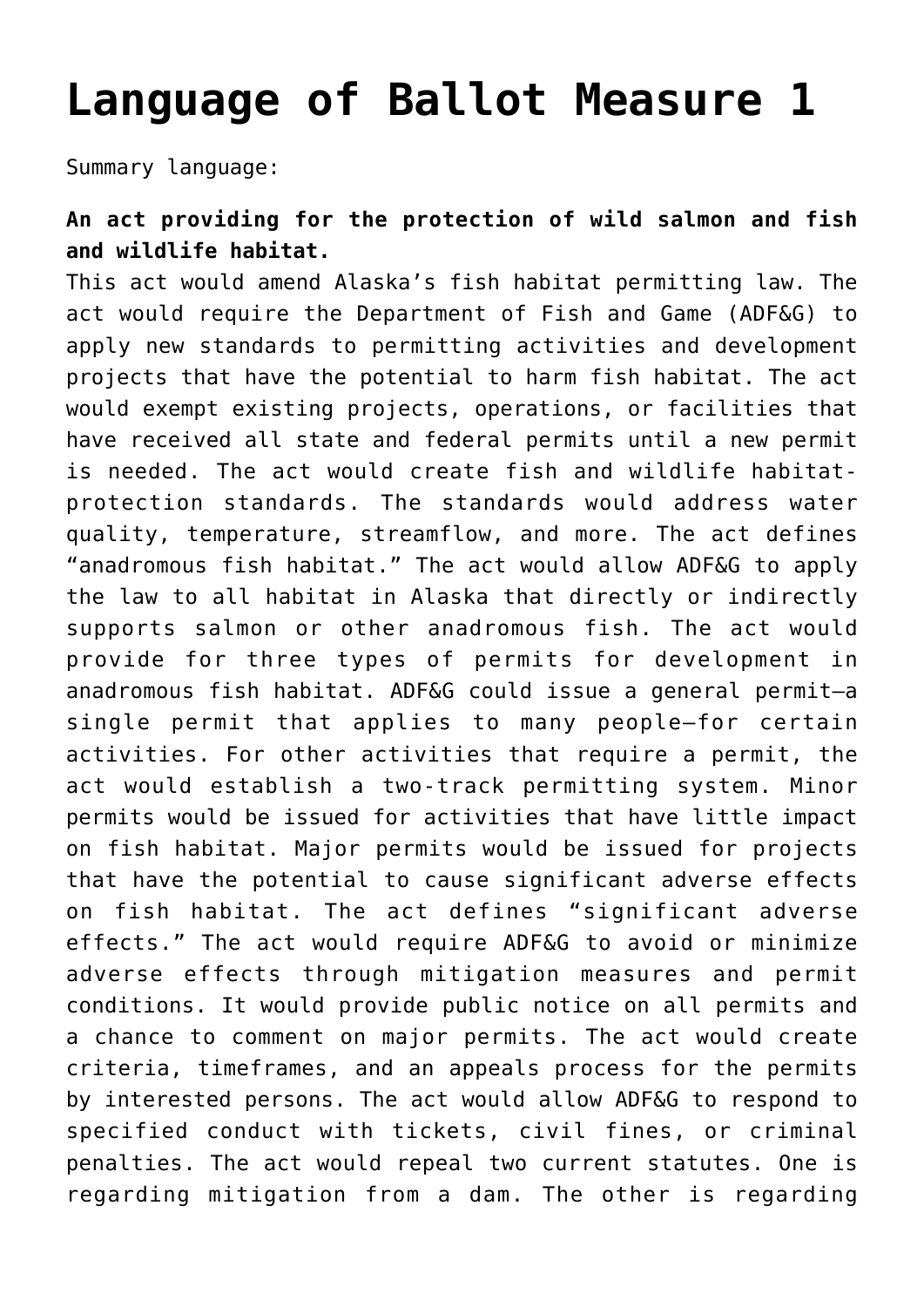# Language of Ballot Measure 1

Summary language:

**An act providing for the protection of wild salmon and fish and wildlife habitat.**

This act would amend Alaska's fish habitat permitting law. The act would require the Department of Fish and Game (ADF&G) to apply new standards to permitting activities and development projects that have the potential to harm fish habitat. The act would exempt existing projects, operations, or facilities that have received all state and federal permits until a new permit is needed. The act would create fish and wildlife habitat-protection standards. The standards would address water quality, temperature, streamflow, and more. The act defines "anadromous fish habitat." The act would allow ADF&G to apply the law to all habitat in Alaska that directly or indirectly supports salmon or other anadromous fish. The act would provide for three types of permits for development in anadromous fish habitat. ADF&G could issue a general permit—a single permit that applies to many people—for certain activities. For other activities that require a permit, the act would establish a two-track permitting system. Minor permits would be issued for activities that have little impact on fish habitat. Major permits would be issued for projects that have the potential to cause significant adverse effects on fish habitat. The act defines "significant adverse effects." The act would require ADF&G to avoid or minimize adverse effects through mitigation measures and permit conditions. It would provide public notice on all permits and a chance to comment on major permits. The act would create criteria, timeframes, and an appeals process for the permits by interested persons. The act would allow ADF&G to respond to specified conduct with tickets, civil fines, or criminal penalties. The act would repeal two current statutes. One is regarding mitigation from a dam. The other is regarding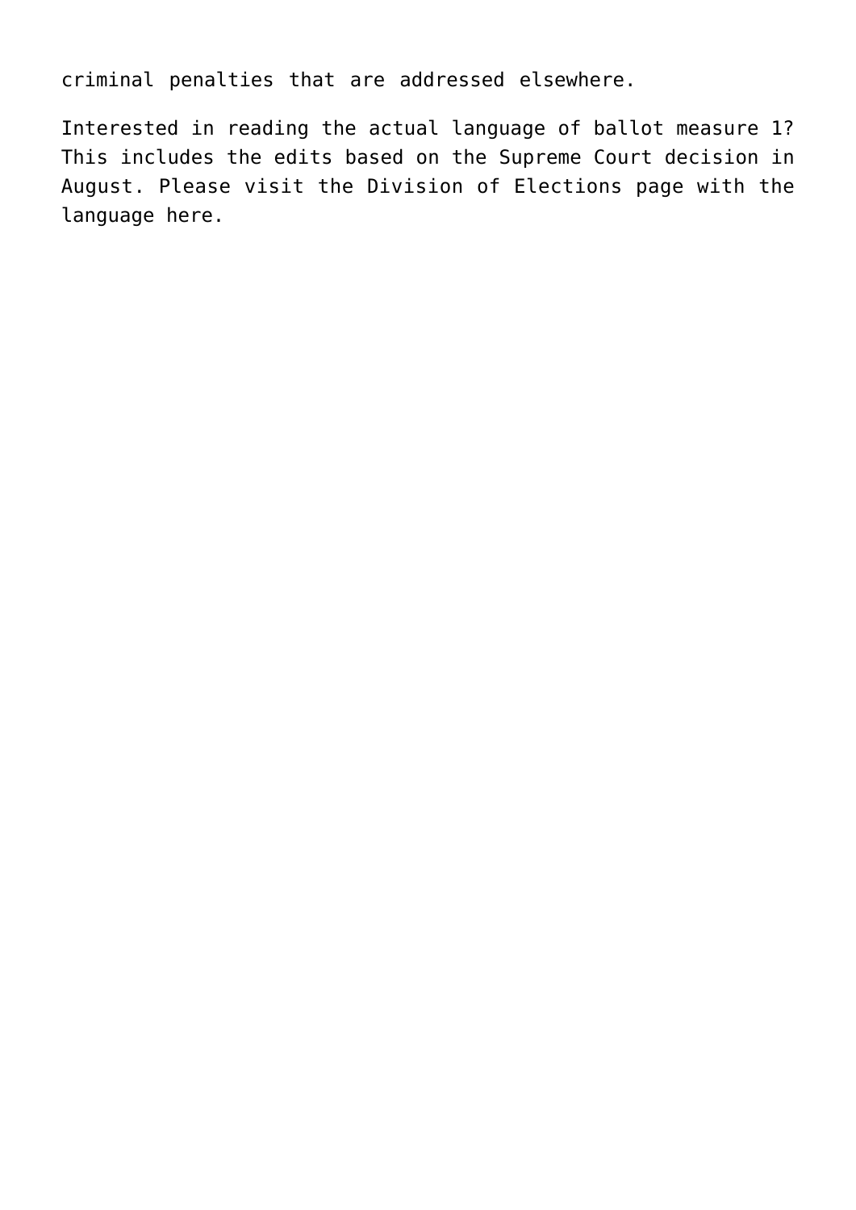criminal penalties that are addressed elsewhere.

Interested in reading the actual language of ballot measure 1? This includes the edits based on the Supreme Court decision in August. Please visit the Division of Elections page with the language here.